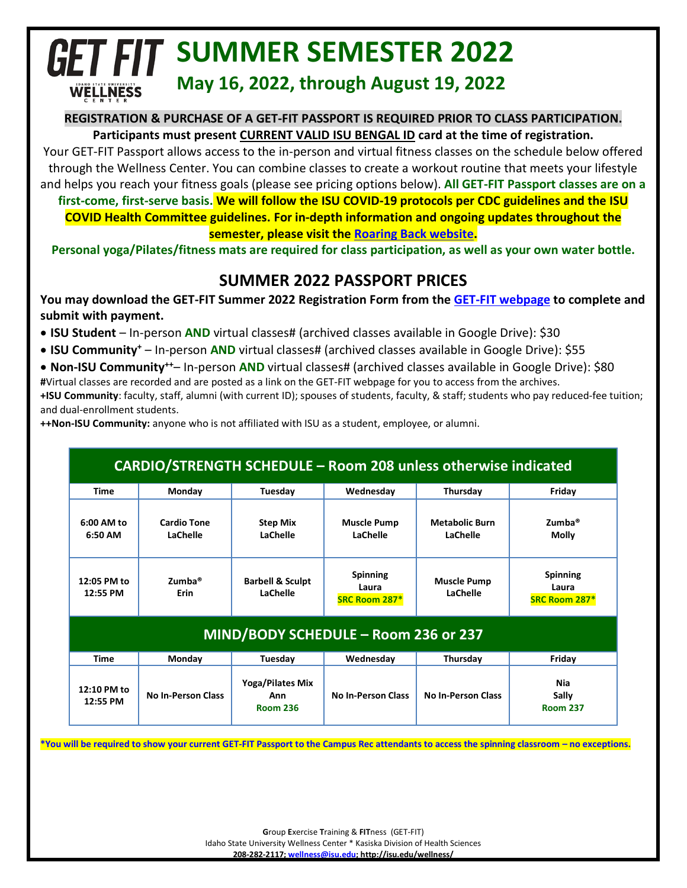# GET FIT — Idaho State University WELLNESS CENTER

# SUMMER SEMESTER 2022

## May 16, 2022, through August 19, 2022

**REGISTRATION & PURCHASE OF A GET-FIT PASSPORT IS REQUIRED PRIOR TO CLASS PARTICIPATION.**

**Participants must present CURRENT VALID ISU BENGAL ID card at the time of registration.**

Your GET-FIT Passport allows access to the in-person and virtual fitness classes on the schedule below offered through the Wellness Center. You can combine classes to create a workout routine that meets your lifestyle and helps you reach your fitness goals (please see pricing options below). **All GET-FIT Passport classes are on a first-come, first-serve basis. We will follow the ISU COVID-19 protocols per CDC guidelines and the ISU COVID Health Committee guidelines. For in-depth information and ongoing updates throughout the semester, please visit the [Roaring Back website](#).**

**Personal yoga/Pilates/fitness mats are required for class participation, as well as your own water bottle.**

## SUMMER 2022 PASSPORT PRICES

**You may download the GET-FIT Summer 2022 Registration Form from the [GET-FIT webpage](#) to complete and submit with payment.**

- **ISU Student** – In-person **AND** virtual classes# (archived classes available in Google Drive): $30
- **ISU Community+** – In-person **AND** virtual classes# (archived classes available in Google Drive): $55
- **Non-ISU Community++**– In-person **AND** virtual classes# (archived classes available in Google Drive): $80

**#**Virtual classes are recorded and are posted as a link on the GET-FIT webpage for you to access from the archives.

**+ISU Community**: faculty, staff, alumni (with current ID); spouses of students, faculty, & staff; students who pay reduced-fee tuition; and dual-enrollment students.

**++Non-ISU Community:** anyone who is not affiliated with ISU as a student, employee, or alumni.

### CARDIO/STRENGTH SCHEDULE – Room 208 unless otherwise indicated

| Time | Monday | Tuesday | Wednesday | Thursday | Friday |
|---|---|---|---|---|---|
| 6:00 AM to 6:50 AM | Cardio Tone LaChelle | Step Mix LaChelle | Muscle Pump LaChelle | Metabolic Burn LaChelle | Zumba® Molly |
| 12:05 PM to 12:55 PM | Zumba® Erin | Barbell & Sculpt LaChelle | Spinning Laura SRC Room 287* | Muscle Pump LaChelle | Spinning Laura SRC Room 287* |

### MIND/BODY SCHEDULE – Room 236 or 237

| Time | Monday | Tuesday | Wednesday | Thursday | Friday |
|---|---|---|---|---|---|
| 12:10 PM to 12:55 PM | No In-Person Class | Yoga/Pilates Mix Ann Room 236 | No In-Person Class | No In-Person Class | Nia Sally Room 237 |

**\*You will be required to show your current GET-FIT Passport to the Campus Rec attendants to access the spinning classroom – no exceptions.**

**G**roup **E**xercise **T**raining & **FIT**ness (GET-FIT)
Idaho State University Wellness Center * Kasiska Division of Health Sciences
**208-282-2117; wellness@isu.edu; http://isu.edu/wellness/**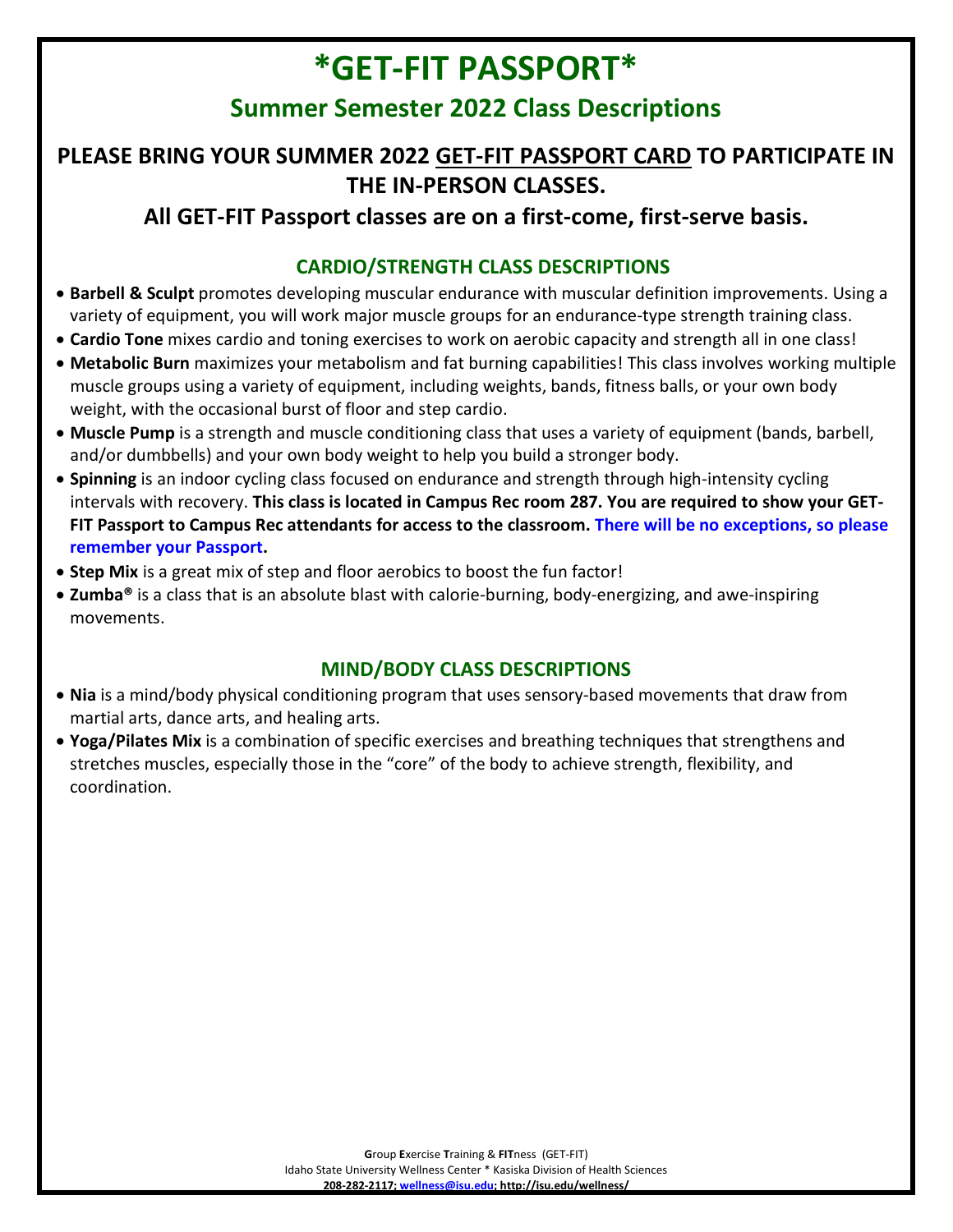# *GET-FIT PASSPORT*

## Summer Semester 2022 Class Descriptions

### PLEASE BRING YOUR SUMMER 2022 GET-FIT PASSPORT CARD TO PARTICIPATE IN THE IN-PERSON CLASSES.

### All GET-FIT Passport classes are on a first-come, first-serve basis.

### CARDIO/STRENGTH CLASS DESCRIPTIONS

- **Barbell & Sculpt** promotes developing muscular endurance with muscular definition improvements. Using a variety of equipment, you will work major muscle groups for an endurance-type strength training class.
- **Cardio Tone** mixes cardio and toning exercises to work on aerobic capacity and strength all in one class!
- **Metabolic Burn** maximizes your metabolism and fat burning capabilities! This class involves working multiple muscle groups using a variety of equipment, including weights, bands, fitness balls, or your own body weight, with the occasional burst of floor and step cardio.
- **Muscle Pump** is a strength and muscle conditioning class that uses a variety of equipment (bands, barbell, and/or dumbbells) and your own body weight to help you build a stronger body.
- **Spinning** is an indoor cycling class focused on endurance and strength through high-intensity cycling intervals with recovery. **This class is located in Campus Rec room 287. You are required to show your GET-FIT Passport to Campus Rec attendants for access to the classroom. There will be no exceptions, so please remember your Passport.**
- **Step Mix** is a great mix of step and floor aerobics to boost the fun factor!
- **Zumba®** is a class that is an absolute blast with calorie-burning, body-energizing, and awe-inspiring movements.

### MIND/BODY CLASS DESCRIPTIONS

- **Nia** is a mind/body physical conditioning program that uses sensory-based movements that draw from martial arts, dance arts, and healing arts.
- **Yoga/Pilates Mix** is a combination of specific exercises and breathing techniques that strengthens and stretches muscles, especially those in the "core" of the body to achieve strength, flexibility, and coordination.

**G**roup **E**xercise **T**raining & **FIT**ness (GET-FIT)
Idaho State University Wellness Center * Kasiska Division of Health Sciences
**208-282-2117; wellness@isu.edu; http://isu.edu/wellness/**